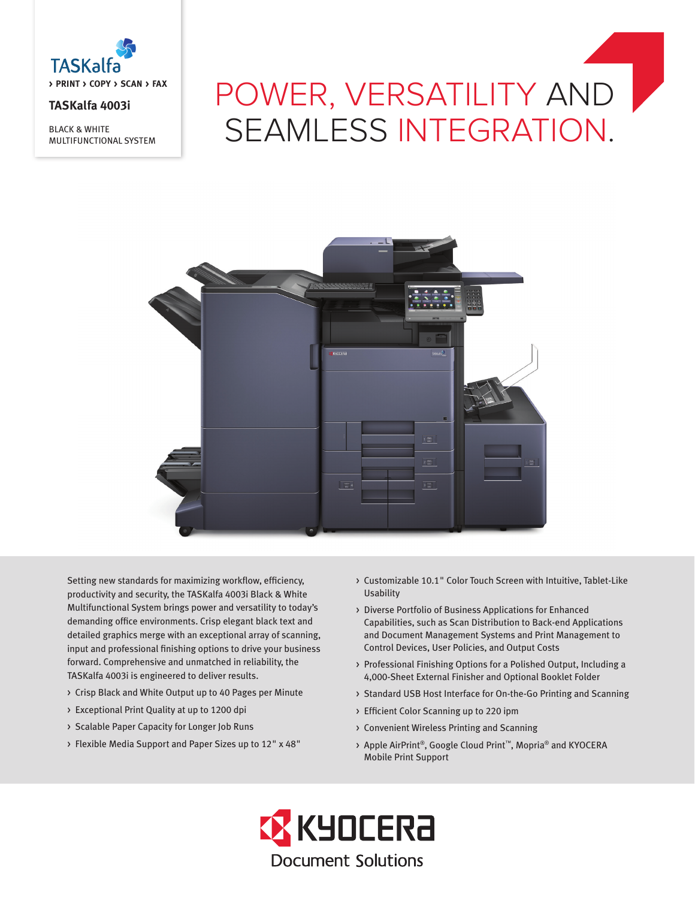TASKalfa

› PRINT › COPY › SCAN › FAX

**TASKalfa 4003i**

BLACK & WHITE
MULTIFUNCTIONAL SYSTEM

# POWER, VERSATILITY AND SEAMLESS INTEGRATION.

Setting new standards for maximizing workflow, efficiency, productivity and security, the TASKalfa 4003i Black & White Multifunctional System brings power and versatility to today's demanding office environments. Crisp elegant black text and detailed graphics merge with an exceptional array of scanning, input and professional finishing options to drive your business forward. Comprehensive and unmatched in reliability, the TASKalfa 4003i is engineered to deliver results.

- Crisp Black and White Output up to 40 Pages per Minute
- Exceptional Print Quality at up to 1200 dpi
- Scalable Paper Capacity for Longer Job Runs
- Flexible Media Support and Paper Sizes up to 12" x 48"
- Customizable 10.1" Color Touch Screen with Intuitive, Tablet-Like Usability
- Diverse Portfolio of Business Applications for Enhanced Capabilities, such as Scan Distribution to Back-end Applications and Document Management Systems and Print Management to Control Devices, User Policies, and Output Costs
- Professional Finishing Options for a Polished Output, Including a 4,000-Sheet External Finisher and Optional Booklet Folder
- Standard USB Host Interface for On-the-Go Printing and Scanning
- Efficient Color Scanning up to 220 ipm
- Convenient Wireless Printing and Scanning
- Apple AirPrint®, Google Cloud Print™, Mopria® and KYOCERA Mobile Print Support

KYOCERA
Document Solutions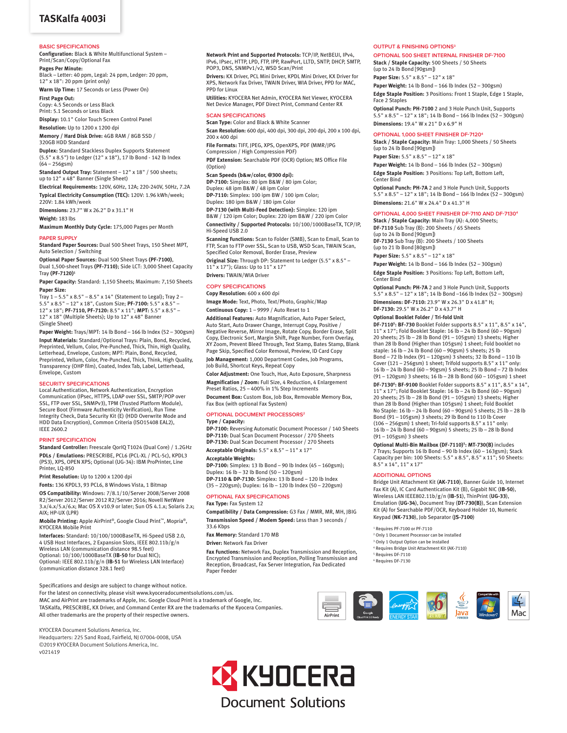# TASKalfa 4003i

## BASIC SPECIFICATIONS

**Configuration:** Black & White Multifunctional System – Print/Scan/Copy/Optional Fax

**Pages Per Minute:**
Black – Letter: 40 ppm, Legal: 24 ppm, Ledger: 20 ppm, 12" x 18": 20 ppm (print only)

**Warm Up Time:** 17 Seconds or Less (Power On)

**First Page Out:**
Copy: 4.5 Seconds or Less Black
Print: 5.1 Seconds or Less Black

**Display:** 10.1" Color Touch Screen Control Panel

**Resolution:** Up to 1200 x 1200 dpi

**Memory / Hard Disk Drive:** 4GB RAM / 8GB SSD / 320GB HDD Standard

**Duplex:** Standard Stackless Duplex Supports Statement (5.5" x 8.5") to Ledger (12" x 18"), 17 lb Bond - 142 lb Index (64 – 256gsm)

**Standard Output Tray:** Statement – 12" x 18" / 500 sheets; up to 12" x 48" Banner (Single Sheet)

**Electrical Requirements:** 120V, 60Hz, 12A; 220-240V, 50Hz, 7.2A

**Typical Electricity Consumption (TEC):** 120V: 1.96 kWh/week; 220V: 1.84 kWh/week

**Dimensions:** 23.7" W x 26.2" D x 31.1" H

**Weight:** 183 lbs

**Maximum Monthly Duty Cycle:** 175,000 Pages per Month

## PAPER SUPPLY

**Standard Paper Sources:** Dual 500 Sheet Trays, 150 Sheet MPT, Auto Selection / Switching

**Optional Paper Sources:** Dual 500 Sheet Trays **(PF-7100)**, Dual 1,500-sheet Trays **(PF-7110)**; Side LCT: 3,000 Sheet Capacity Tray **(PF-7120)**[1]

**Paper Capacity:** Standard: 1,150 Sheets; Maximum: 7,150 Sheets

**Paper Size:**
Tray 1 – 5.5" x 8.5" – 8.5" x 14" (Statement to Legal); Tray 2 – 5.5" x 8.5" – 12" x 18", Custom Size; **PF-7100:** 5.5" x 8.5" – 12" x 18"; **PF-7110, PF-7120:** 8.5" x 11"; **MPT:** 5.5" x 8.5" – 12" x 18" (Multiple Sheets); Up to 12" x 48" Banner (Single Sheet)

**Paper Weight:** Trays/MPT: 14 lb Bond – 166 lb Index (52 – 300gsm)

**Input Materials:** Standard/Optional Trays: Plain, Bond, Recycled, Preprinted, Vellum, Color, Pre-Punched, Thick, Thin, High Quality, Letterhead, Envelope, Custom; MPT: Plain, Bond, Recycled, Preprinted, Vellum, Color, Pre-Punched, Thick, Think, High Quality, Transparency (OHP film), Coated, Index Tab, Label, Letterhead, Envelope, Custom

## SECURITY SPECIFICATIONS

Local Authentication, Network Authentication, Encryption Communication (IPsec, HTTPS, LDAP over SSL, SMTP/POP over SSL, FTP over SSL, SNMPv3), TPM (Trusted Platform Module), Secure Boot (Firmware Authenticity Verification), Run Time Integrity Check, Data Security Kit (E) (HDD Overwrite Mode and HDD Data Encryption), Common Criteria (ISO15408 EAL2), IEEE 2600.2

## PRINT SPECIFICATION

**Standard Controller:** Freescale QorIQ T1024 (Dual Core) / 1.2GHz

**PDLs / Emulations:** PRESCRIBE, PCL6 (PCL-XL / PCL-5c), KPDL3 (PS3), XPS, OPEN XPS; Optional (UG-34): IBM ProPrinter, Line Printer, LQ-850

**Print Resolution:** Up to 1200 x 1200 dpi

**Fonts:** 136 KPDL3, 93 PCL6, 8 Windows Vista, 1 Bitmap

**OS Compatibility:** Windows: 7/8.1/10/Server 2008 R2/Server 2012/Server 2012 R2/Server 2016; Novell NetWare 3.x/4.x/5.x/6.x; Mac OS X v10.9 or later; Sun OS 4.1.x; Solaris 2.x; AIX; HP-UX (LPR)

**Mobile Printing:** Apple AirPrint®, Google Cloud Print™, Mopria®, KYOCERA Mobile Print

**Interfaces:** Standard: 10/100/1000BaseTX, Hi-Speed USB 2.0, 4 USB Host Interfaces, 2 Expansion Slots, IEEE 802.11b/g/n Wireless LAN (communication distance 98.5 feet)
Optional: 10/100/1000BaseTX (**IB-50** for Dual NIC);
Optional: IEEE 802.11b/g/n (**IB-51** for Wireless LAN Interface) (communication distance 328.1 feet)

**Network Print and Supported Protocols:** TCP/IP, NetBEUI, IPv4, IPv6, IPsec, HTTP, LPD, FTP, IPP, RawPort, LLTD, SNTP, DHCP, SMTP, POP3, DNS, SNMPv1/v2, WSD Scan/Print

**Drivers:** KX Driver, PCL Mini Driver, KPDL Mini Driver, KX Driver for XPS, Network Fax Driver, TWAIN Driver, WIA Driver, PPD for MAC, PPD for Linux

**Utilities:** KYOCERA Net Admin, KYOCERA Net Viewer, KYOCERA Net Device Manager, PDF Direct Print, Command Center RX

## SCAN SPECIFICATIONS

**Scan Type:** Color and Black & White Scanner

**Scan Resolution:** 600 dpi, 400 dpi, 300 dpi, 200 dpi, 200 x 100 dpi, 200 x 400 dpi

**File Formats:** TIFF, JPEG, XPS, OpenXPS, PDF (MMR/JPG Compression / High Compression PDF)

**PDF Extension:** Searchable PDF (OCR) Option; MS Office File (Option)

**Scan Speeds (b&w/color, @300 dpi):**
**DP-7100:** Simplex: 80 ipm B&W / 80 ipm Color;
Duplex: 48 ipm B&W / 48 ipm Color
**DP-7110:** Simplex: 100 ipm BW / 100 ipm Color;
Duplex: 180 ipm B&W / 180 ipm Color
**DP-7130 (with Multi-Feed Detection):** Simplex: 120 ipm B&W / 120 ipm Color; Duplex: 220 ipm B&W / 220 ipm Color

**Connectivity / Supported Protocols:** 10/100/1000BaseTX, TCP/IP, Hi-Speed USB 2.0

**Scanning Functions:** Scan to Folder (SMB), Scan to Email, Scan to FTP, Scan to FTP over SSL, Scan to USB, WSD Scan, TWAIN Scan, Specified Color Removal, Blank Page Erase, Preview

**Original Size:** Through DP: Statement to Ledger (5.5" x 8.5" – 11" x 17"); Glass: Up to 11" x 17"

**Drivers:** TWAIN/WIA Driver

## COPY SPECIFICATIONS

**Copy Resolution:** 600 x 600 dpi

**Image Mode:** Text, Photo, Text/Photo, Graphic/Map

**Continuous Copy:** 1 – 9999 / Auto Reset to 1

**Additional Features:** Auto Magnification, Auto Paper Select, Auto Start, Auto Drawer Change, Interrupt Copy, Positive / Negative Reverse, Mirror Image, Rotate Copy, Border Erase, Split Copy, Electronic Sort, Margin Shift, Page Number, Form Overlay, XY Zoom, Prevent Bleed Through, Text Stamp, Bates Stamp, Blank Page Skip, Specified Color Removal, Preview, ID Card Copy

**Job Management:** 1,000 Department Codes, Job Programs, Job Build, Shortcut Keys, Repeat Copy

**Color Adjustment:** One Touch, Hue, Auto Exposure, Sharpness

**Magnification / Zoom:** Full Size, 4 Reduction, 4 Enlargement Preset Ratios, 25 – 400% in 1% Step Increments

**Document Box:** Custom Box, Job Box, Removable Memory Box, Fax Box (with optional Fax System)

## OPTIONAL DOCUMENT PROCESSORS[2]

**Type / Capacity:**
**DP-7100:** Reversing Automatic Document Processor / 140 Sheets
**DP-7110:** Dual Scan Document Processor / 270 Sheets
**DP-7130:** Dual Scan Document Processor / 270 Sheets

**Acceptable Originals:** 5.5" x 8.5" – 11" x 17"

**Acceptable Weights:**
**DP-7100:** Simplex: 13 lb Bond – 90 lb Index (45 – 160gsm); Duplex: 16 lb – 32 lb Bond (50 – 120gsm)
**DP-7110 & DP-7130:** Simplex: 13 lb Bond – 120 lb Index (35 – 220gsm); Duplex: 16 lb – 120 lb Index (50 – 220gsm)

## OPTIONAL FAX SPECIFICATIONS

**Fax Type:** Fax System 12

**Compatibility / Data Compression:** G3 Fax / MMR, MR, MH, JBIG

**Transmission Speed / Modem Speed:** Less than 3 seconds / 33.6 Kbps

**Fax Memory:** Standard 170 MB

**Driver:** Network Fax Driver

**Fax Functions:** Network Fax, Duplex Transmission and Reception, Encrypted Transmission and Reception, Polling Transmission and Reception, Broadcast, Fax Server Integration, Fax Dedicated Paper Feeder

## OUTPUT & FINISHING OPTIONS[3]

### OPTIONAL 500 SHEET INTERNAL FINISHER DF-7100

**Stack / Staple Capacity:** 500 Sheets / 50 Sheets (up to 24 lb Bond [90gsm])

**Paper Size:** 5.5" x 8.5" – 12" x 18"

**Paper Weight:** 14 lb Bond – 166 lb Index (52 – 300gsm)

**Edge Staple Position:** 3 Positions: Front 1 Staple, Edge 1 Staple, Face 2 Staples

**Optional Punch: PH-7100** 2 and 3 Hole Punch Unit, Supports 5.5" x 8.5" – 12" x 18"; 14 lb Bond – 166 lb Index (52 – 300gsm)

**Dimensions:** 19.4" W x 21" D x 6.9" H

### OPTIONAL 1,000 SHEET FINISHER DF-7120[4]

**Stack / Staple Capacity:** Main Tray: 1,000 Sheets / 50 Sheets (up to 24 lb Bond [90gsm])

**Paper Size:** 5.5" x 8.5" – 12" x 18"

**Paper Weight:** 14 lb Bond – 166 lb Index (52 – 300gsm)

**Edge Staple Position:** 3 Positions: Top Left, Bottom Left, Center Bind

**Optional Punch: PH-7A** 2 and 3 Hole Punch Unit, Supports 5.5" x 8.5" – 12" x 18"; 14 lb Bond – 166 lb Index (52 – 300gsm)

**Dimensions:** 21.6" W x 24.4" D x 41.3" H

### OPTIONAL 4,000 SHEET FINISHER DF-7110 AND DF-7130[4]

**Stack / Staple Capacity:** Main Tray (A): 4,000 Sheets;
**DF-7110** Sub Tray (B): 200 Sheets / 65 Sheets (up to 24 lb Bond [90gsm])
**DF-7130** Sub Tray (B): 200 Sheets / 100 Sheets (up to 21 lb Bond [80gsm])

**Paper Size:** 5.5" x 8.5" – 12" x 18"

**Paper Weight:** 14 lb Bond – 166 lb Index (52 – 300gsm)

**Edge Staple Position:** 3 Positions: Top Left, Bottom Left, Center Bind

**Optional Punch: PH-7A** 2 and 3 Hole Punch Unit, Supports 5.5" x 8.5" – 12" x 18"; 14 lb Bond –166 lb Index (52 – 300gsm)

**Dimensions: DF-7110:** 23.9" W x 26.3" D x 41.8" H;
**DF-7130:** 29.5" W x 26.2" D x 43.7" H

**Optional Booklet Folder / Tri-fold Unit**

**DF-7110**[5]**: BF-730** Booklet Folder supports 8.5" x 11", 8.5" x 14", 11" x 17"; Fold Booklet Staple: 16 lb – 24 lb Bond (60 – 90gsm) 20 sheets; 25 lb – 28 lb Bond (91 – 105gsm) 13 sheets; Higher than 28 lb Bond (Higher than 105gsm) 1 sheet; Fold booklet no staple: 16 lb – 24 lb Bond (60 – 90gsm) 5 sheets; 25 lb Bond – 72 lb Index (91 – 120gsm) 3 sheets; 32 lb Bond – 110 lb Cover (121 – 256gsm) 1 sheet; Trifold supports 8.5" x 11" only: 16 lb – 24 lb Bond (60 – 90gsm) 5 sheets; 25 lb Bond – 72 lb Index (91 – 120gsm) 3 sheets; 16 lb – 28 lb Bond (60 – 105gsm) 1 sheet

**DF-7130**[6]**: BF-9100** Booklet Folder supports 8.5" x 11", 8.5" x 14", 11" x 17"; Fold Booklet Staple: 16 lb – 24 lb Bond (60 – 90gsm) 20 sheets; 25 lb – 28 lb Bond (91 – 105gsm) 13 sheets; Higher than 28 lb Bond (Higher than 105gsm) 1 sheet; Fold Booklet No Staple: 16 lb – 24 lb Bond (60 – 90gsm) 5 sheets; 25 lb Bond – 28 lb Bond (91 – 105gsm) 3 sheets; 29 lb Bond to 110 lb Cover (106 – 256gsm) 1 sheet; Tri-fold supports 8.5" x 11" only: 16 lb – 24 lb Bond (60 – 90gsm) 5 sheets; 25 lb – 28 lb Bond (91 – 105gsm) 3 sheets

**Optional Multi-Bin Mailbox (DF-7110)**[5]**: MT-730(B)** includes 7 Trays; Supports 16 lb Bond – 90 lb Index (60 – 163gsm); Stack Capacity per bin: 100 Sheets: 5.5" x 8.5", 8.5" x 11"; 50 Sheets: 8.5" x 14", 11" x 17"

## ADDITIONAL OPTIONS

Bridge Unit Attachment Kit (**AK-7110**), Banner Guide 10, Internet Fax Kit (A), IC Card Authentication Kit (B), Gigabit NIC (**IB-50**), Wireless LAN IEEE802.11b/g/n (**IB-51**), ThinPrint (**UG-33**), Emulation (**UG-34**), Document Tray (**DT-730(B)**), Scan Extension Kit (A) for Searchable PDF/OCR, Keyboard Holder 10, Numeric Keypad (**NK-7130**), Job Separator (**JS-7100**)

[1] Requires PF-7100 or PF-7110
[2] Only 1 Document Processor can be installed
[3] Only 1 Output Option can be installed
[4] Requires Bridge Unit Attachment Kit (AK-7110)
[5] Requires DF-7110
[6] Requires DF-7130

Specifications and design are subject to change without notice.
For the latest on connectivity, please visit www.kyoceradocumentsolutions.com/us.
MAC and AirPrint are trademarks of Apple, Inc. Google Cloud Print is a trademark of Google, Inc.
TASKalfa, PRESCRIBE, KX Driver, and Command Center RX are the trademarks of the Kyocera Companies.
All other trademarks are the property of their respective owners.

AirPrint | Google Cloud Print 2.0 Ready | ENERGY STAR | IPv6 READY | Java POWERED | Compatible with Windows7 | Mac

KYOCERA Document Solutions America, Inc.
Headquarters: 225 Sand Road, Fairfield, NJ 07004-0008, USA
©2019 KYOCERA Document Solutions America, Inc.
v021419

KYOCERA Document Solutions